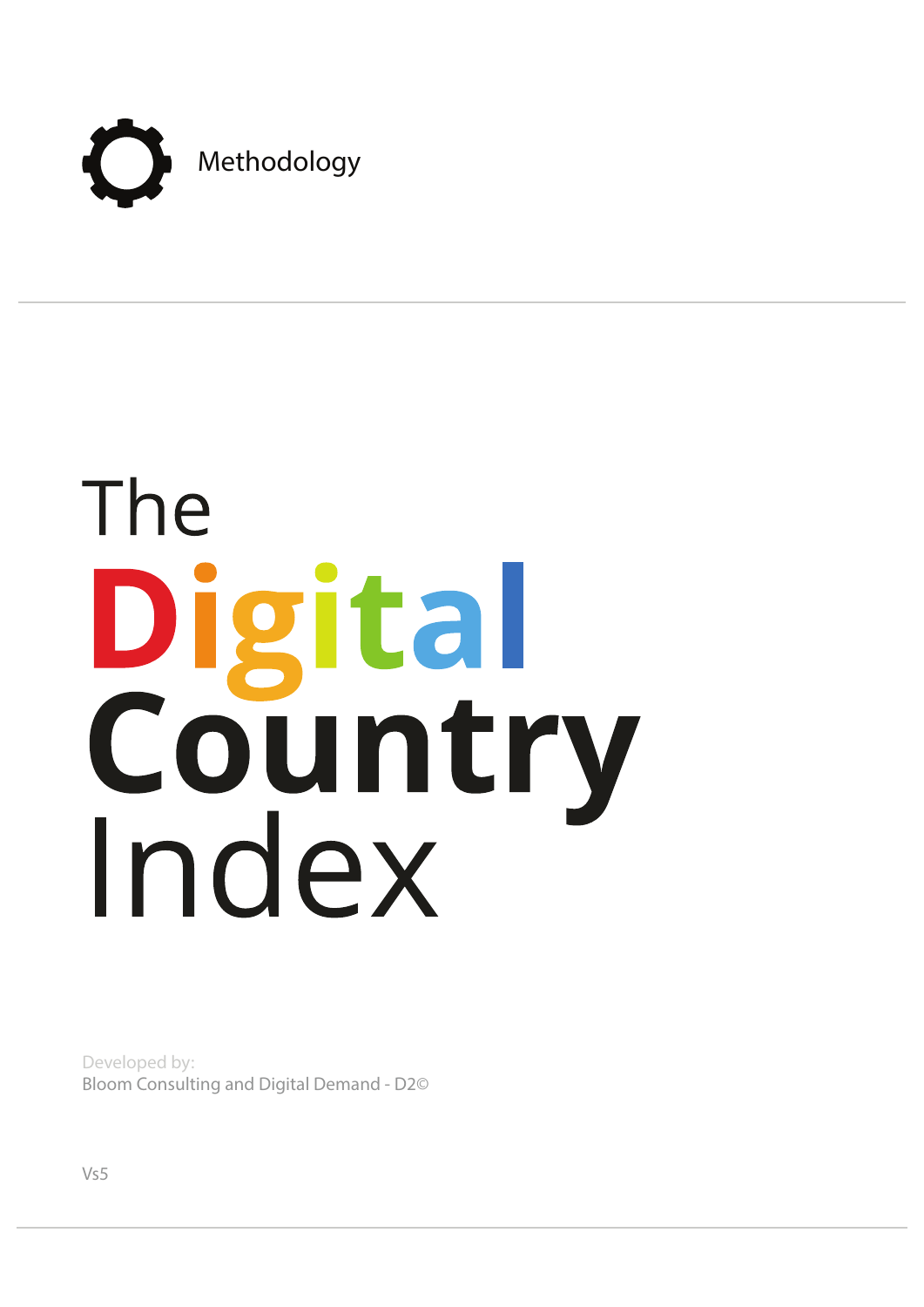Methodology

# The Digital Country Index

Developed by:
Bloom Consulting and Digital Demand - D2©

Vs5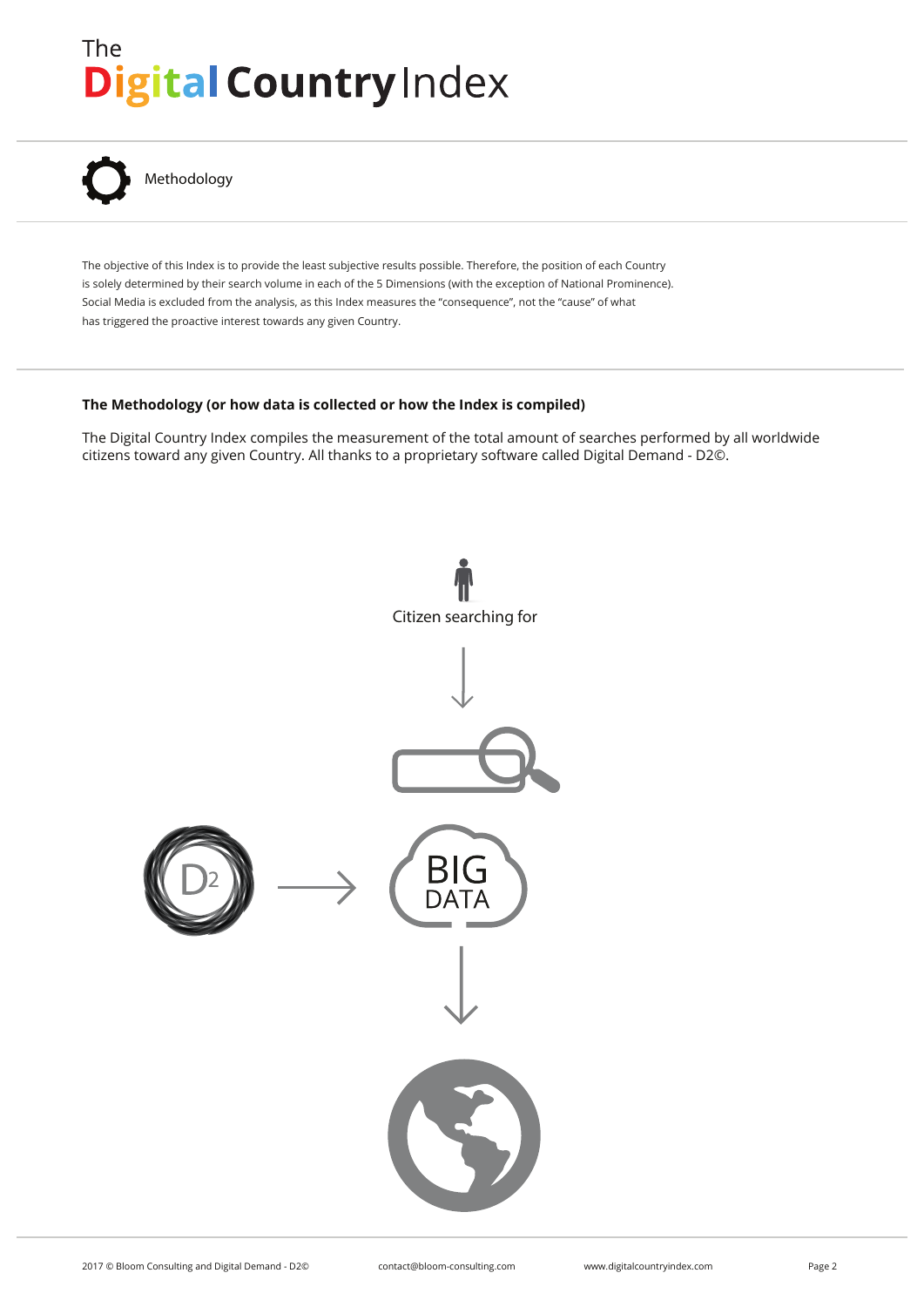# The Digital Country Index

## Methodology

The objective of this Index is to provide the least subjective results possible. Therefore, the position of each Country is solely determined by their search volume in each of the 5 Dimensions (with the exception of National Prominence). Social Media is excluded from the analysis, as this Index measures the "consequence", not the "cause" of what has triggered the proactive interest towards any given Country.

**The Methodology (or how data is collected or how the Index is compiled)**

The Digital Country Index compiles the measurement of the total amount of searches performed by all worldwide citizens toward any given Country. All thanks to a proprietary software called Digital Demand - D2©.

Citizen searching for

D2

BIG DATA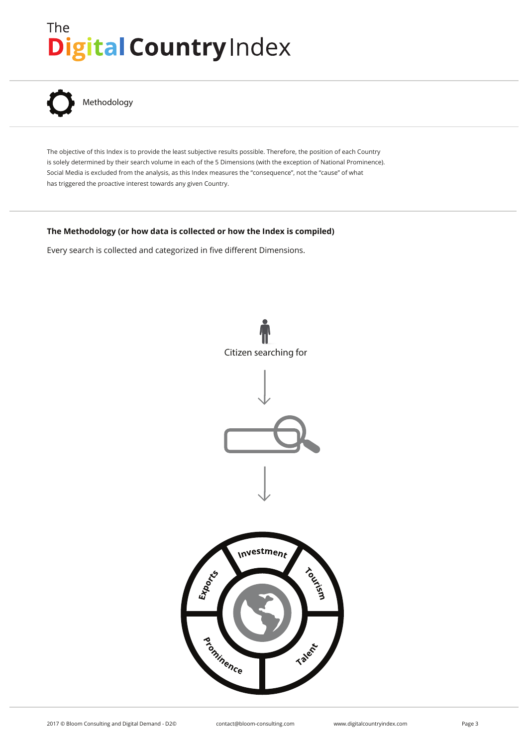# The Digital Country Index

## Methodology

The objective of this Index is to provide the least subjective results possible. Therefore, the position of each Country is solely determined by their search volume in each of the 5 Dimensions (with the exception of National Prominence). Social Media is excluded from the analysis, as this Index measures the "consequence", not the "cause" of what has triggered the proactive interest towards any given Country.

**The Methodology (or how data is collected or how the Index is compiled)**

Every search is collected and categorized in five different Dimensions.

Citizen searching for

Investment

Tourism

Talent

Prominence

Exports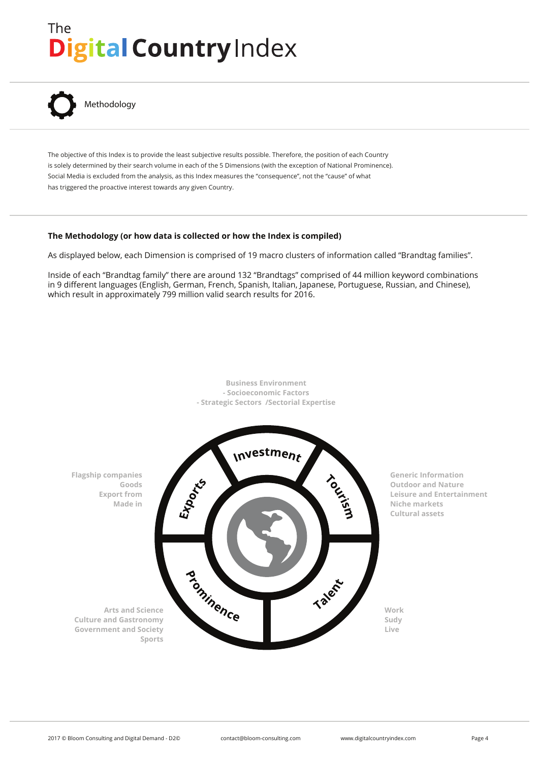# The Digital Country Index

## Methodology

The objective of this Index is to provide the least subjective results possible. Therefore, the position of each Country is solely determined by their search volume in each of the 5 Dimensions (with the exception of National Prominence). Social Media is excluded from the analysis, as this Index measures the "consequence", not the "cause" of what has triggered the proactive interest towards any given Country.

**The Methodology (or how data is collected or how the Index is compiled)**

As displayed below, each Dimension is comprised of 19 macro clusters of information called "Brandtag families".

Inside of each "Brandtag family" there are around 132 "Brandtags" comprised of 44 million keyword combinations in 9 different languages (English, German, French, Spanish, Italian, Japanese, Portuguese, Russian, and Chinese), which result in approximately 799 million valid search results for 2016.

**Investment**
- Business Environment
- Socioeconomic Factors
- Strategic Sectors /Sectorial Expertise

**Exports**
- Flagship companies
- Goods
- Export from
- Made in

**Tourism**
- Generic Information
- Outdoor and Nature
- Leisure and Entertainment
- Niche markets
- Cultural assets

**Prominence**
- Arts and Science
- Culture and Gastronomy
- Government and Society
- Sports

**Talent**
- Work
- Sudy
- Live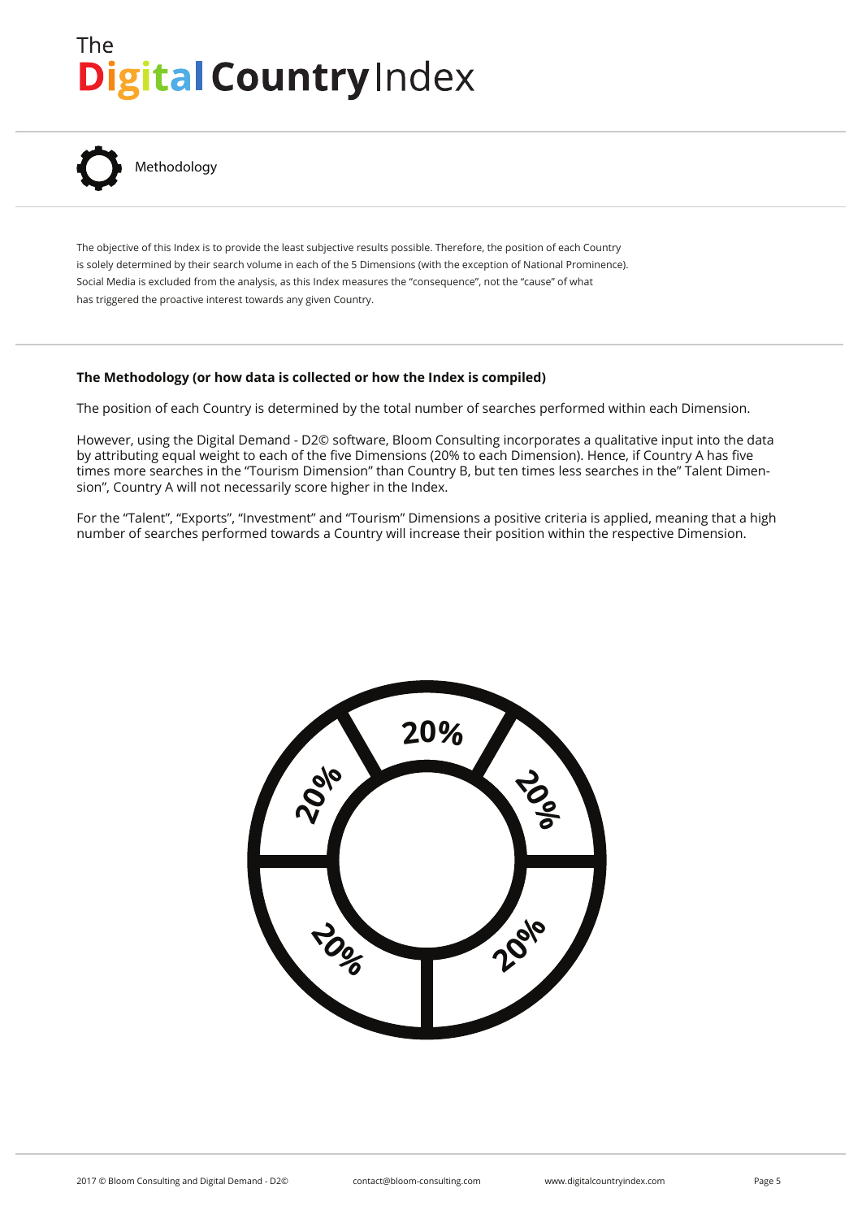# The Digital Country Index

## Methodology

The objective of this Index is to provide the least subjective results possible. Therefore, the position of each Country is solely determined by their search volume in each of the 5 Dimensions (with the exception of National Prominence). Social Media is excluded from the analysis, as this Index measures the "consequence", not the "cause" of what has triggered the proactive interest towards any given Country.

**The Methodology (or how data is collected or how the Index is compiled)**

The position of each Country is determined by the total number of searches performed within each Dimension.

However, using the Digital Demand - D2© software, Bloom Consulting incorporates a qualitative input into the data by attributing equal weight to each of the five Dimensions (20% to each Dimension). Hence, if Country A has five times more searches in the "Tourism Dimension" than Country B, but ten times less searches in the" Talent Dimension", Country A will not necessarily score higher in the Index.

For the "Talent", "Exports", "Investment" and "Tourism" Dimensions a positive criteria is applied, meaning that a high number of searches performed towards a Country will increase their position within the respective Dimension.

20% 20% 20% 20% 20%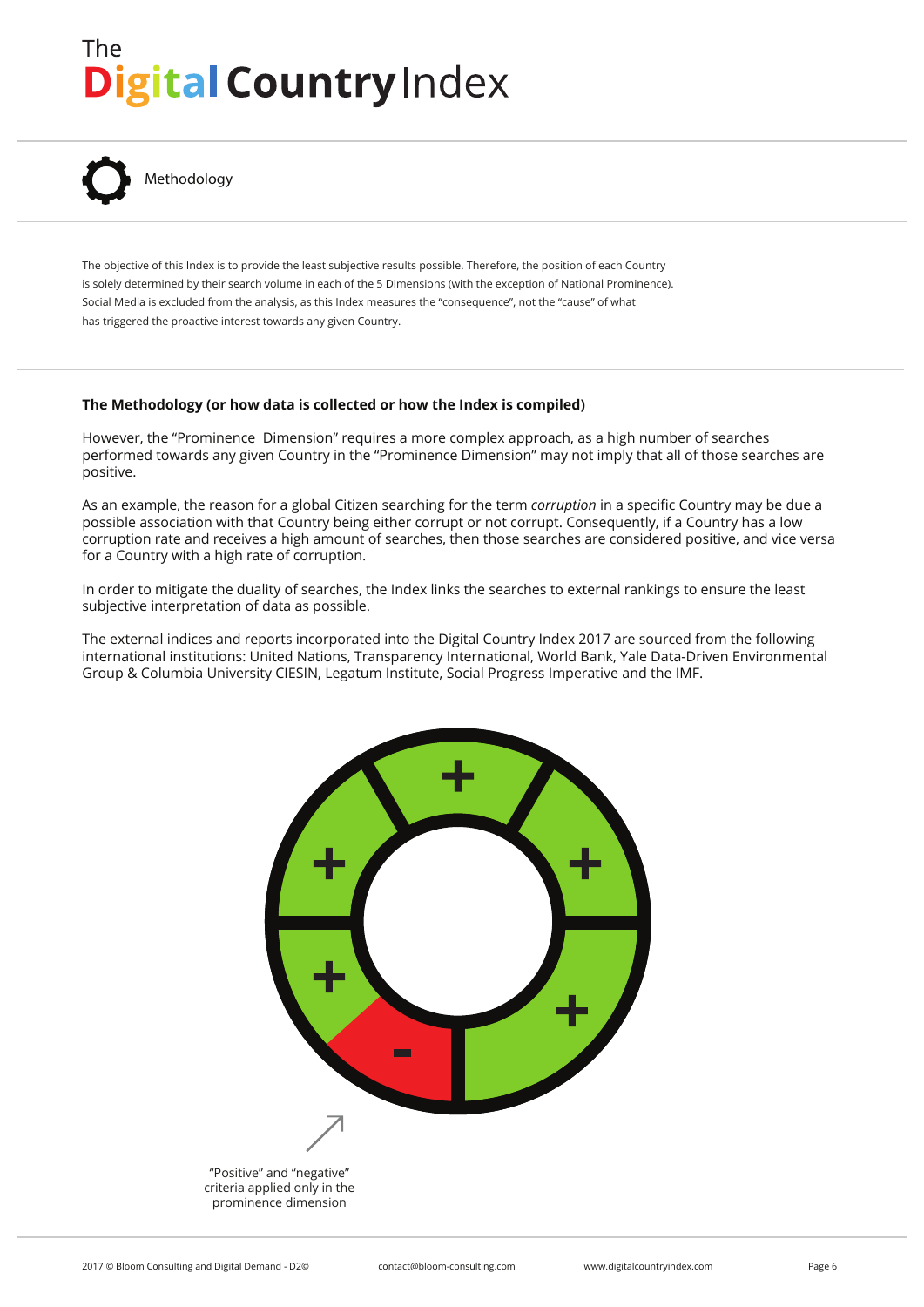# The Digital Country Index

## Methodology

The objective of this Index is to provide the least subjective results possible. Therefore, the position of each Country is solely determined by their search volume in each of the 5 Dimensions (with the exception of National Prominence). Social Media is excluded from the analysis, as this Index measures the "consequence", not the "cause" of what has triggered the proactive interest towards any given Country.

**The Methodology (or how data is collected or how the Index is compiled)**

However, the "Prominence Dimension" requires a more complex approach, as a high number of searches performed towards any given Country in the "Prominence Dimension" may not imply that all of those searches are positive.

As an example, the reason for a global Citizen searching for the term *corruption* in a specific Country may be due a possible association with that Country being either corrupt or not corrupt. Consequently, if a Country has a low corruption rate and receives a high amount of searches, then those searches are considered positive, and vice versa for a Country with a high rate of corruption.

In order to mitigate the duality of searches, the Index links the searches to external rankings to ensure the least subjective interpretation of data as possible.

The external indices and reports incorporated into the Digital Country Index 2017 are sourced from the following international institutions: United Nations, Transparency International, World Bank, Yale Data-Driven Environmental Group & Columbia University CIESIN, Legatum Institute, Social Progress Imperative and the IMF.

"Positive" and "negative" criteria applied only in the prominence dimension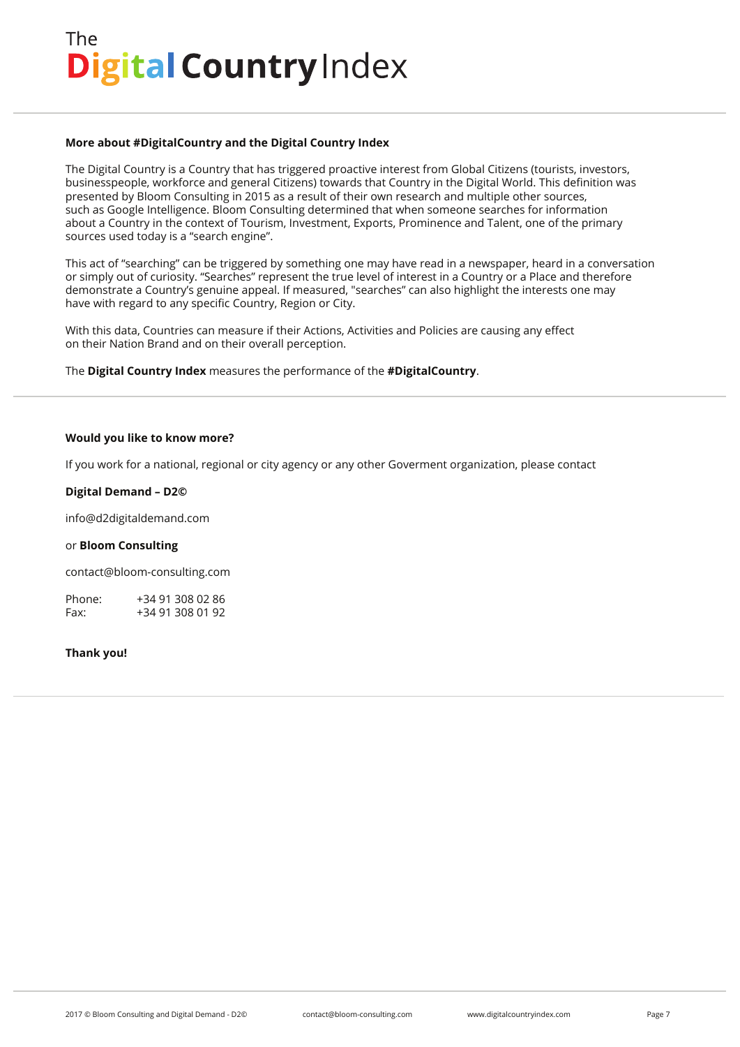# The Digital Country Index

**More about #DigitalCountry and the Digital Country Index**

The Digital Country is a Country that has triggered proactive interest from Global Citizens (tourists, investors, businesspeople, workforce and general Citizens) towards that Country in the Digital World. This definition was presented by Bloom Consulting in 2015 as a result of their own research and multiple other sources, such as Google Intelligence. Bloom Consulting determined that when someone searches for information about a Country in the context of Tourism, Investment, Exports, Prominence and Talent, one of the primary sources used today is a "search engine".

This act of "searching" can be triggered by something one may have read in a newspaper, heard in a conversation or simply out of curiosity. "Searches" represent the true level of interest in a Country or a Place and therefore demonstrate a Country's genuine appeal. If measured, "searches" can also highlight the interests one may have with regard to any specific Country, Region or City.

With this data, Countries can measure if their Actions, Activities and Policies are causing any effect on their Nation Brand and on their overall perception.

The **Digital Country Index** measures the performance of the **#DigitalCountry**.

**Would you like to know more?**

If you work for a national, regional or city agency or any other Goverment organization, please contact

**Digital Demand – D2©**

info@d2digitaldemand.com

or **Bloom Consulting**

contact@bloom-consulting.com

Phone: +34 91 308 02 86
Fax: +34 91 308 01 92

**Thank you!**